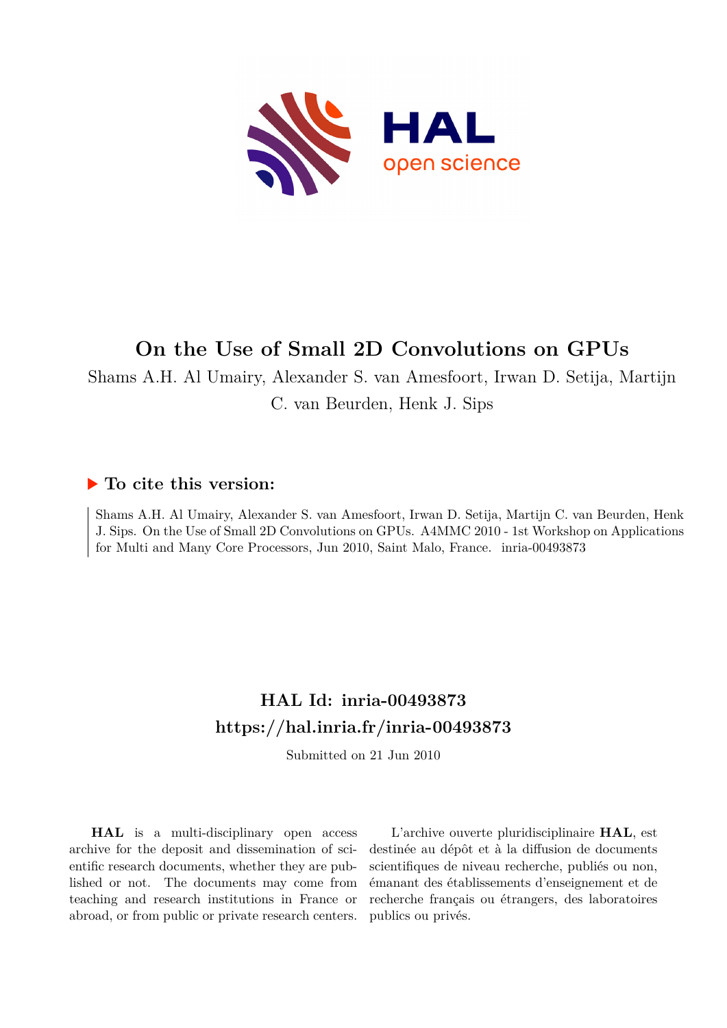# On the Use of Small 2D Convolutions on GPUs

Shams A.H. Al Umairy, Alexander S. van Amesfoort, Irwan D. Setija, Martijn C. van Beurden, Henk J. Sips

## ▶ To cite this version:

Shams A.H. Al Umairy, Alexander S. van Amesfoort, Irwan D. Setija, Martijn C. van Beurden, Henk J. Sips. On the Use of Small 2D Convolutions on GPUs. A4MMC 2010 - 1st Workshop on Applications for Multi and Many Core Processors, Jun 2010, Saint Malo, France. inria-00493873

## HAL Id: inria-00493873
## https://hal.inria.fr/inria-00493873

Submitted on 21 Jun 2010

**HAL** is a multi-disciplinary open access archive for the deposit and dissemination of scientific research documents, whether they are published or not. The documents may come from teaching and research institutions in France or abroad, or from public or private research centers.

L'archive ouverte pluridisciplinaire **HAL**, est destinée au dépôt et à la diffusion de documents scientifiques de niveau recherche, publiés ou non, émanant des établissements d'enseignement et de recherche français ou étrangers, des laboratoires publics ou privés.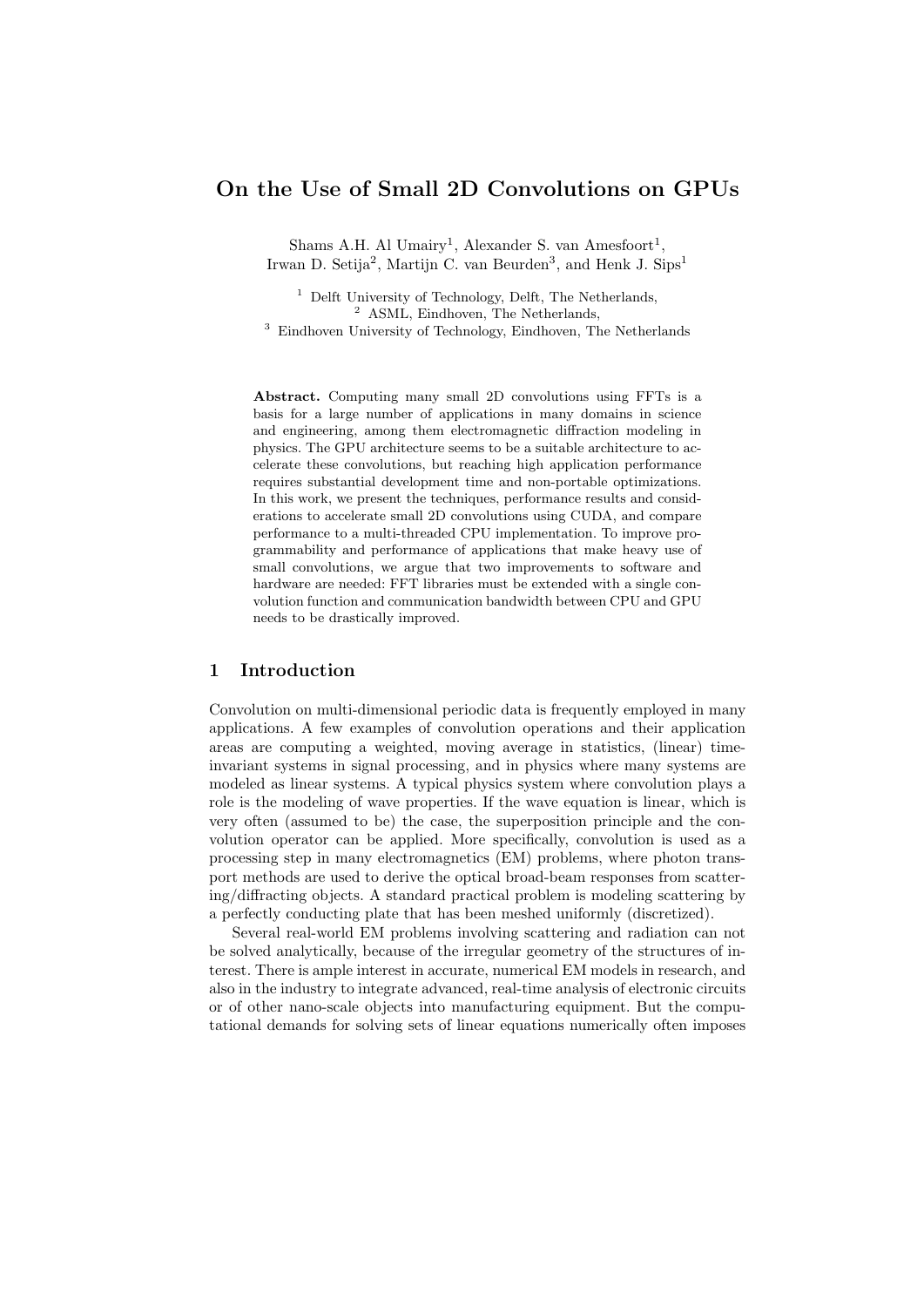# On the Use of Small 2D Convolutions on GPUs

Shams A.H. Al Umairy[1], Alexander S. van Amesfoort[1], Irwan D. Setija[2], Martijn C. van Beurden[3], and Henk J. Sips[1]

[1] Delft University of Technology, Delft, The Netherlands,
[2] ASML, Eindhoven, The Netherlands,
[3] Eindhoven University of Technology, Eindhoven, The Netherlands

**Abstract.** Computing many small 2D convolutions using FFTs is a basis for a large number of applications in many domains in science and engineering, among them electromagnetic diffraction modeling in physics. The GPU architecture seems to be a suitable architecture to accelerate these convolutions, but reaching high application performance requires substantial development time and non-portable optimizations. In this work, we present the techniques, performance results and considerations to accelerate small 2D convolutions using CUDA, and compare performance to a multi-threaded CPU implementation. To improve programmability and performance of applications that make heavy use of small convolutions, we argue that two improvements to software and hardware are needed: FFT libraries must be extended with a single convolution function and communication bandwidth between CPU and GPU needs to be drastically improved.

## 1 Introduction

Convolution on multi-dimensional periodic data is frequently employed in many applications. A few examples of convolution operations and their application areas are computing a weighted, moving average in statistics, (linear) time-invariant systems in signal processing, and in physics where many systems are modeled as linear systems. A typical physics system where convolution plays a role is the modeling of wave properties. If the wave equation is linear, which is very often (assumed to be) the case, the superposition principle and the convolution operator can be applied. More specifically, convolution is used as a processing step in many electromagnetics (EM) problems, where photon transport methods are used to derive the optical broad-beam responses from scattering/diffracting objects. A standard practical problem is modeling scattering by a perfectly conducting plate that has been meshed uniformly (discretized).

Several real-world EM problems involving scattering and radiation can not be solved analytically, because of the irregular geometry of the structures of interest. There is ample interest in accurate, numerical EM models in research, and also in the industry to integrate advanced, real-time analysis of electronic circuits or of other nano-scale objects into manufacturing equipment. But the computational demands for solving sets of linear equations numerically often imposes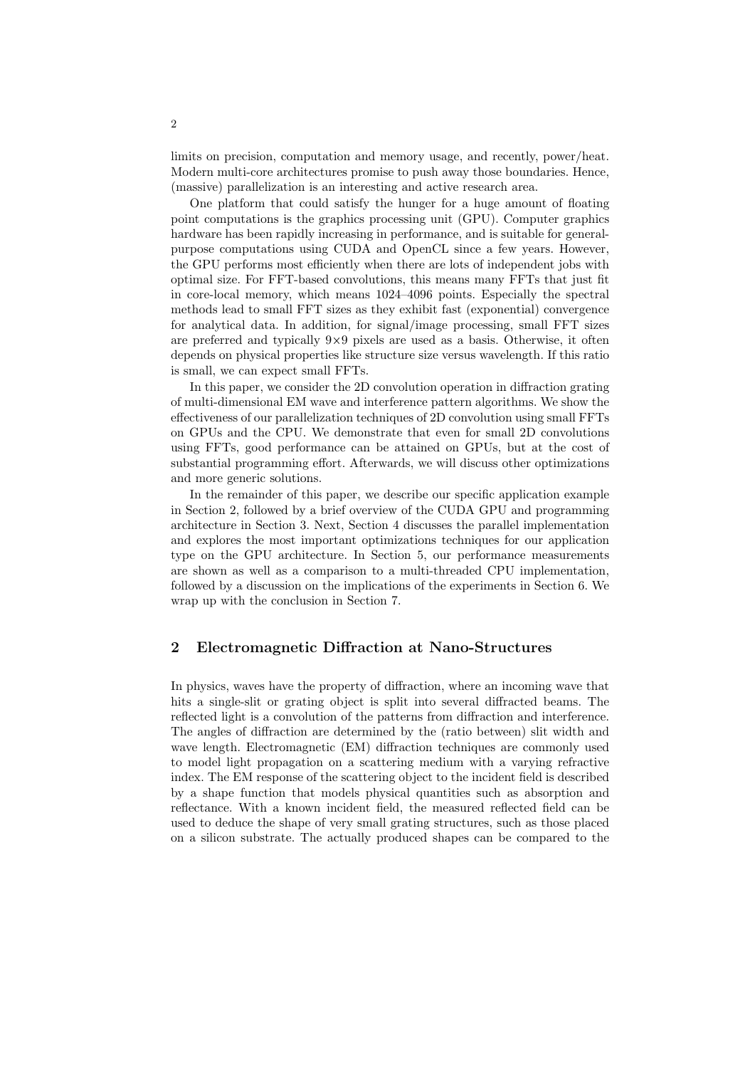limits on precision, computation and memory usage, and recently, power/heat. Modern multi-core architectures promise to push away those boundaries. Hence, (massive) parallelization is an interesting and active research area.

One platform that could satisfy the hunger for a huge amount of floating point computations is the graphics processing unit (GPU). Computer graphics hardware has been rapidly increasing in performance, and is suitable for general-purpose computations using CUDA and OpenCL since a few years. However, the GPU performs most efficiently when there are lots of independent jobs with optimal size. For FFT-based convolutions, this means many FFTs that just fit in core-local memory, which means 1024–4096 points. Especially the spectral methods lead to small FFT sizes as they exhibit fast (exponential) convergence for analytical data. In addition, for signal/image processing, small FFT sizes are preferred and typically $9{\times}9$ pixels are used as a basis. Otherwise, it often depends on physical properties like structure size versus wavelength. If this ratio is small, we can expect small FFTs.

In this paper, we consider the 2D convolution operation in diffraction grating of multi-dimensional EM wave and interference pattern algorithms. We show the effectiveness of our parallelization techniques of 2D convolution using small FFTs on GPUs and the CPU. We demonstrate that even for small 2D convolutions using FFTs, good performance can be attained on GPUs, but at the cost of substantial programming effort. Afterwards, we will discuss other optimizations and more generic solutions.

In the remainder of this paper, we describe our specific application example in Section 2, followed by a brief overview of the CUDA GPU and programming architecture in Section 3. Next, Section 4 discusses the parallel implementation and explores the most important optimizations techniques for our application type on the GPU architecture. In Section 5, our performance measurements are shown as well as a comparison to a multi-threaded CPU implementation, followed by a discussion on the implications of the experiments in Section 6. We wrap up with the conclusion in Section 7.

## 2 Electromagnetic Diffraction at Nano-Structures

In physics, waves have the property of diffraction, where an incoming wave that hits a single-slit or grating object is split into several diffracted beams. The reflected light is a convolution of the patterns from diffraction and interference. The angles of diffraction are determined by the (ratio between) slit width and wave length. Electromagnetic (EM) diffraction techniques are commonly used to model light propagation on a scattering medium with a varying refractive index. The EM response of the scattering object to the incident field is described by a shape function that models physical quantities such as absorption and reflectance. With a known incident field, the measured reflected field can be used to deduce the shape of very small grating structures, such as those placed on a silicon substrate. The actually produced shapes can be compared to the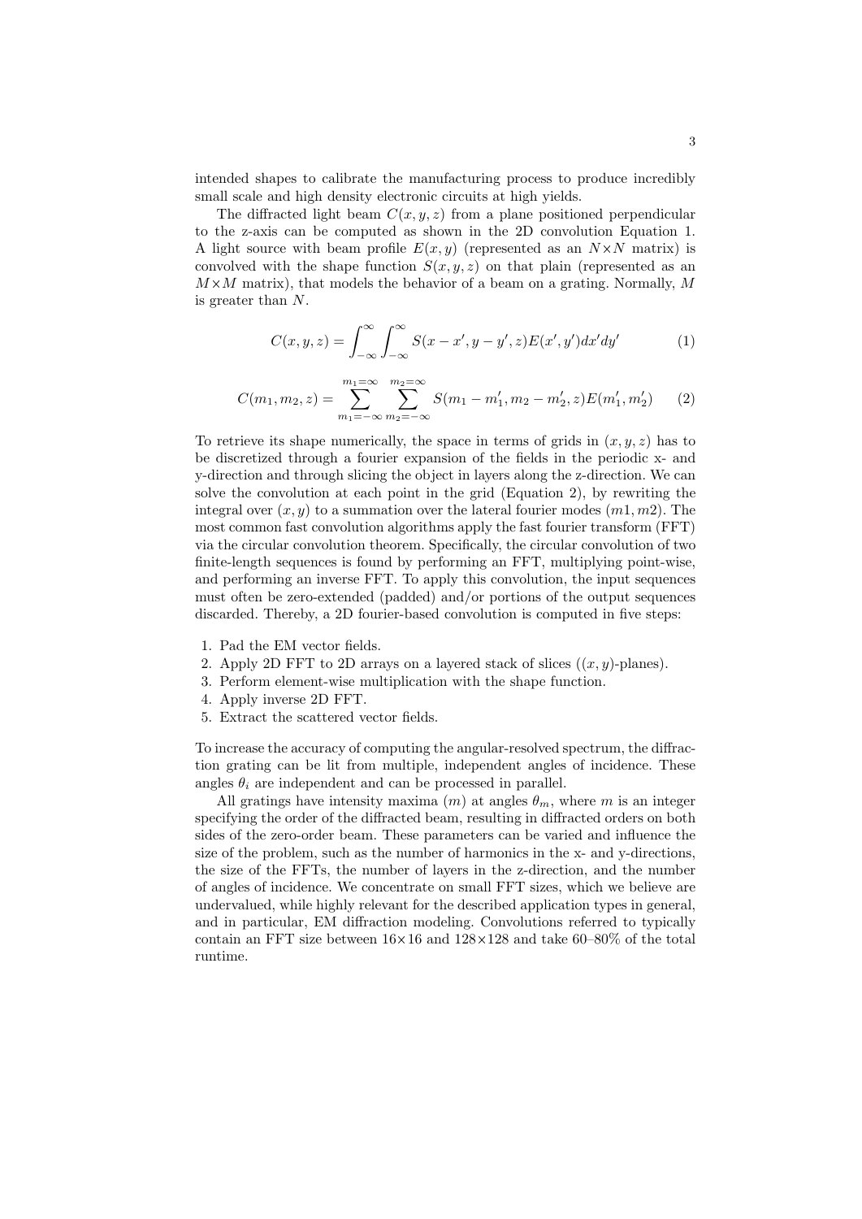intended shapes to calibrate the manufacturing process to produce incredibly small scale and high density electronic circuits at high yields.

The diffracted light beam $C(x, y, z)$ from a plane positioned perpendicular to the z-axis can be computed as shown in the 2D convolution Equation 1. A light source with beam profile $E(x, y)$ (represented as an $N \times N$ matrix) is convolved with the shape function $S(x, y, z)$ on that plain (represented as an $M \times M$ matrix), that models the behavior of a beam on a grating. Normally, $M$ is greater than $N$.

$$C(x, y, z) = \int_{-\infty}^{\infty} \int_{-\infty}^{\infty} S(x - x', y - y', z) E(x', y') dx' dy' \tag{1}$$

$$C(m_1, m_2, z) = \sum_{m_1=-\infty}^{m_1=\infty} \sum_{m_2=-\infty}^{m_2=\infty} S(m_1 - m_1', m_2 - m_2', z) E(m_1', m_2') \tag{2}$$

To retrieve its shape numerically, the space in terms of grids in $(x, y, z)$ has to be discretized through a fourier expansion of the fields in the periodic x- and y-direction and through slicing the object in layers along the z-direction. We can solve the convolution at each point in the grid (Equation 2), by rewriting the integral over $(x, y)$ to a summation over the lateral fourier modes $(m1, m2)$. The most common fast convolution algorithms apply the fast fourier transform (FFT) via the circular convolution theorem. Specifically, the circular convolution of two finite-length sequences is found by performing an FFT, multiplying point-wise, and performing an inverse FFT. To apply this convolution, the input sequences must often be zero-extended (padded) and/or portions of the output sequences discarded. Thereby, a 2D fourier-based convolution is computed in five steps:

1. Pad the EM vector fields.
2. Apply 2D FFT to 2D arrays on a layered stack of slices ($(x, y)$-planes).
3. Perform element-wise multiplication with the shape function.
4. Apply inverse 2D FFT.
5. Extract the scattered vector fields.

To increase the accuracy of computing the angular-resolved spectrum, the diffraction grating can be lit from multiple, independent angles of incidence. These angles $\theta_i$ are independent and can be processed in parallel.

All gratings have intensity maxima $(m)$ at angles $\theta_m$, where $m$ is an integer specifying the order of the diffracted beam, resulting in diffracted orders on both sides of the zero-order beam. These parameters can be varied and influence the size of the problem, such as the number of harmonics in the x- and y-directions, the size of the FFTs, the number of layers in the z-direction, and the number of angles of incidence. We concentrate on small FFT sizes, which we believe are undervalued, while highly relevant for the described application types in general, and in particular, EM diffraction modeling. Convolutions referred to typically contain an FFT size between $16 \times 16$ and $128 \times 128$ and take 60–80% of the total runtime.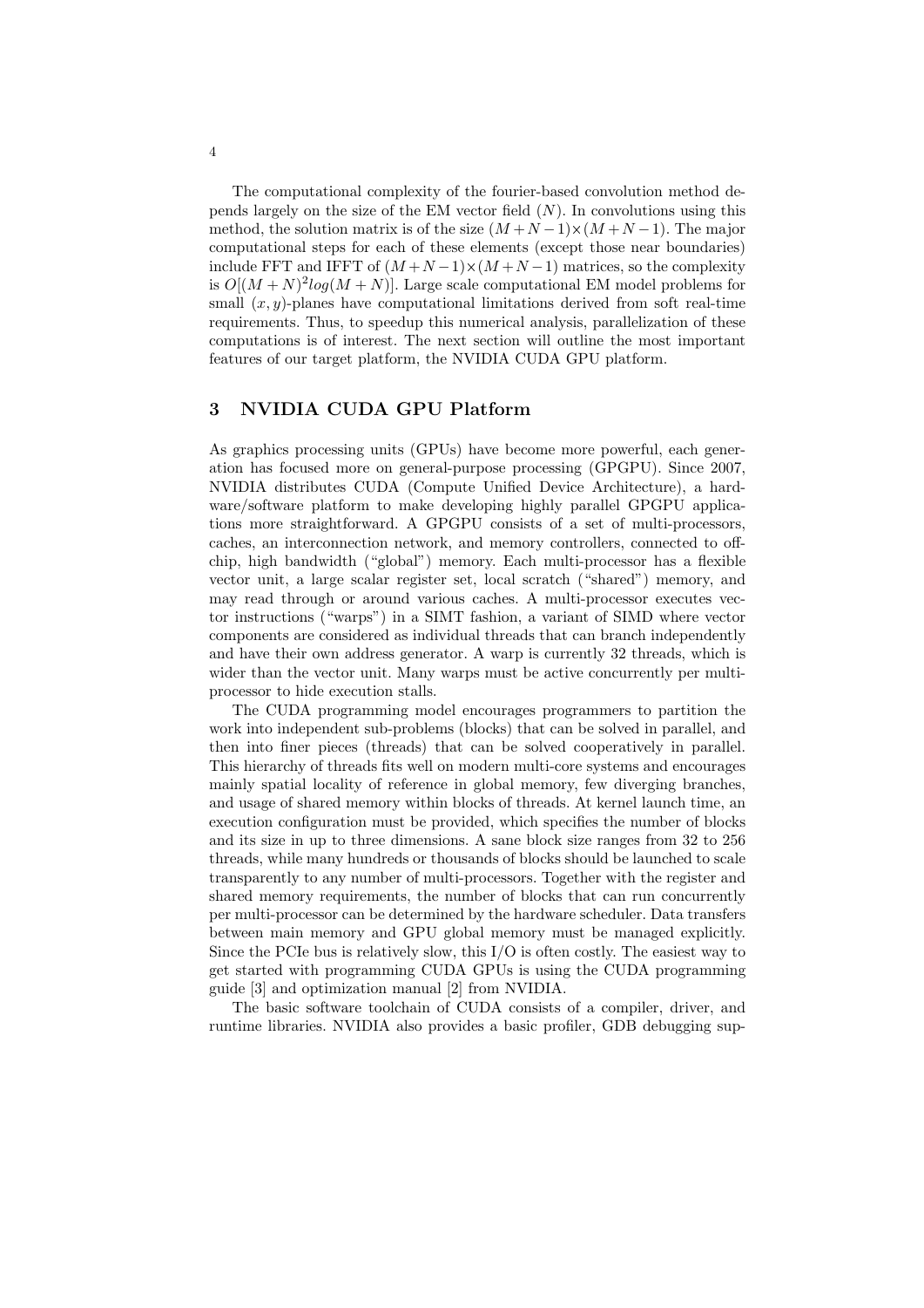The computational complexity of the fourier-based convolution method depends largely on the size of the EM vector field ($N$). In convolutions using this method, the solution matrix is of the size $(M+N-1)\times(M+N-1)$. The major computational steps for each of these elements (except those near boundaries) include FFT and IFFT of $(M+N-1)\times(M+N-1)$ matrices, so the complexity is $O[(M+N)^2 log(M+N)]$. Large scale computational EM model problems for small $(x, y)$-planes have computational limitations derived from soft real-time requirements. Thus, to speedup this numerical analysis, parallelization of these computations is of interest. The next section will outline the most important features of our target platform, the NVIDIA CUDA GPU platform.

## 3 NVIDIA CUDA GPU Platform

As graphics processing units (GPUs) have become more powerful, each generation has focused more on general-purpose processing (GPGPU). Since 2007, NVIDIA distributes CUDA (Compute Unified Device Architecture), a hardware/software platform to make developing highly parallel GPGPU applications more straightforward. A GPGPU consists of a set of multi-processors, caches, an interconnection network, and memory controllers, connected to off-chip, high bandwidth ("global") memory. Each multi-processor has a flexible vector unit, a large scalar register set, local scratch ("shared") memory, and may read through or around various caches. A multi-processor executes vector instructions ("warps") in a SIMT fashion, a variant of SIMD where vector components are considered as individual threads that can branch independently and have their own address generator. A warp is currently 32 threads, which is wider than the vector unit. Many warps must be active concurrently per multi-processor to hide execution stalls.

The CUDA programming model encourages programmers to partition the work into independent sub-problems (blocks) that can be solved in parallel, and then into finer pieces (threads) that can be solved cooperatively in parallel. This hierarchy of threads fits well on modern multi-core systems and encourages mainly spatial locality of reference in global memory, few diverging branches, and usage of shared memory within blocks of threads. At kernel launch time, an execution configuration must be provided, which specifies the number of blocks and its size in up to three dimensions. A sane block size ranges from 32 to 256 threads, while many hundreds or thousands of blocks should be launched to scale transparently to any number of multi-processors. Together with the register and shared memory requirements, the number of blocks that can run concurrently per multi-processor can be determined by the hardware scheduler. Data transfers between main memory and GPU global memory must be managed explicitly. Since the PCIe bus is relatively slow, this I/O is often costly. The easiest way to get started with programming CUDA GPUs is using the CUDA programming guide [3] and optimization manual [2] from NVIDIA.

The basic software toolchain of CUDA consists of a compiler, driver, and runtime libraries. NVIDIA also provides a basic profiler, GDB debugging sup-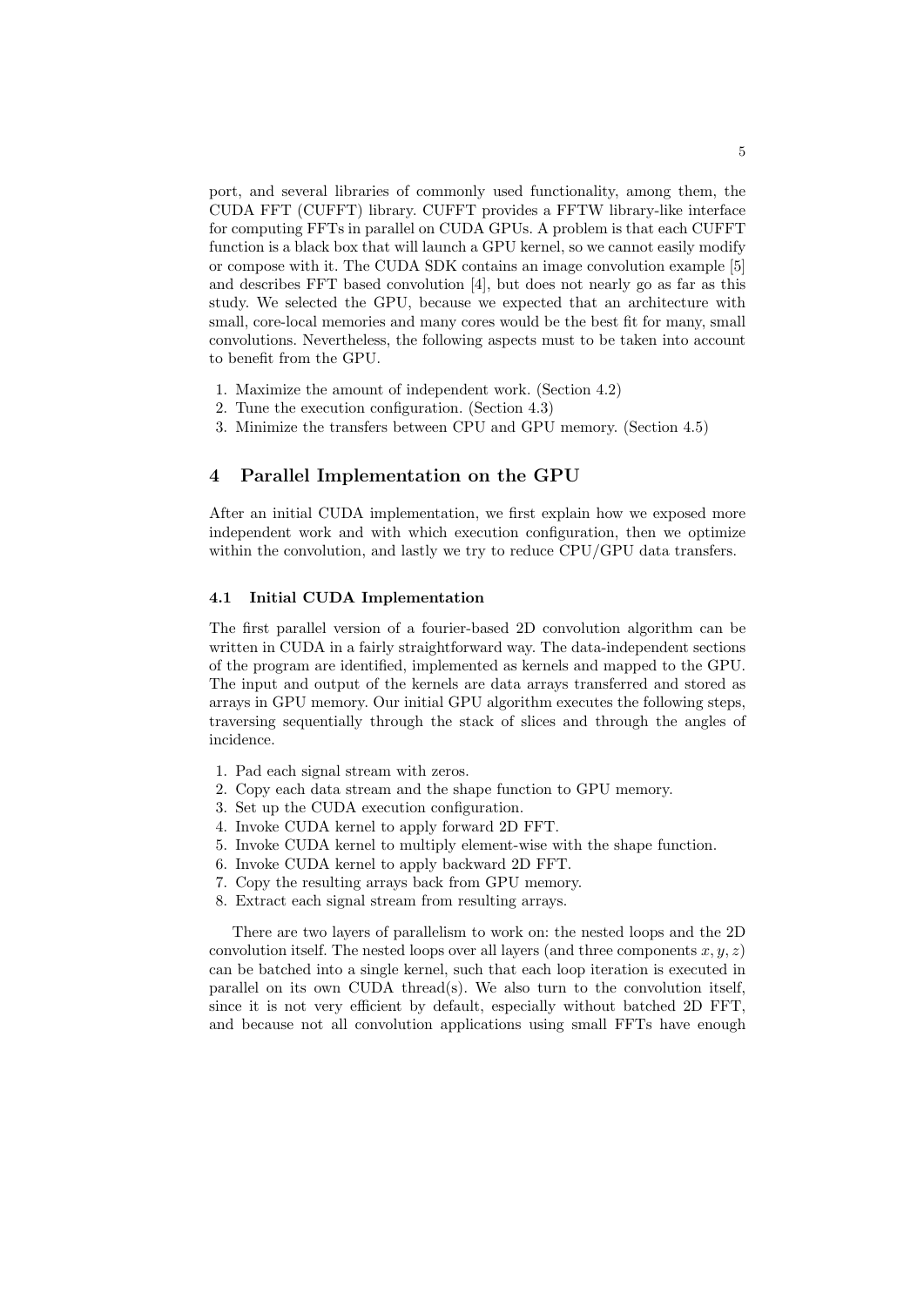port, and several libraries of commonly used functionality, among them, the CUDA FFT (CUFFT) library. CUFFT provides a FFTW library-like interface for computing FFTs in parallel on CUDA GPUs. A problem is that each CUFFT function is a black box that will launch a GPU kernel, so we cannot easily modify or compose with it. The CUDA SDK contains an image convolution example [5] and describes FFT based convolution [4], but does not nearly go as far as this study. We selected the GPU, because we expected that an architecture with small, core-local memories and many cores would be the best fit for many, small convolutions. Nevertheless, the following aspects must to be taken into account to benefit from the GPU.

1. Maximize the amount of independent work. (Section 4.2)
2. Tune the execution configuration. (Section 4.3)
3. Minimize the transfers between CPU and GPU memory. (Section 4.5)

## 4 Parallel Implementation on the GPU

After an initial CUDA implementation, we first explain how we exposed more independent work and with which execution configuration, then we optimize within the convolution, and lastly we try to reduce CPU/GPU data transfers.

### 4.1 Initial CUDA Implementation

The first parallel version of a fourier-based 2D convolution algorithm can be written in CUDA in a fairly straightforward way. The data-independent sections of the program are identified, implemented as kernels and mapped to the GPU. The input and output of the kernels are data arrays transferred and stored as arrays in GPU memory. Our initial GPU algorithm executes the following steps, traversing sequentially through the stack of slices and through the angles of incidence.

1. Pad each signal stream with zeros.
2. Copy each data stream and the shape function to GPU memory.
3. Set up the CUDA execution configuration.
4. Invoke CUDA kernel to apply forward 2D FFT.
5. Invoke CUDA kernel to multiply element-wise with the shape function.
6. Invoke CUDA kernel to apply backward 2D FFT.
7. Copy the resulting arrays back from GPU memory.
8. Extract each signal stream from resulting arrays.

There are two layers of parallelism to work on: the nested loops and the 2D convolution itself. The nested loops over all layers (and three components $x, y, z$) can be batched into a single kernel, such that each loop iteration is executed in parallel on its own CUDA thread(s). We also turn to the convolution itself, since it is not very efficient by default, especially without batched 2D FFT, and because not all convolution applications using small FFTs have enough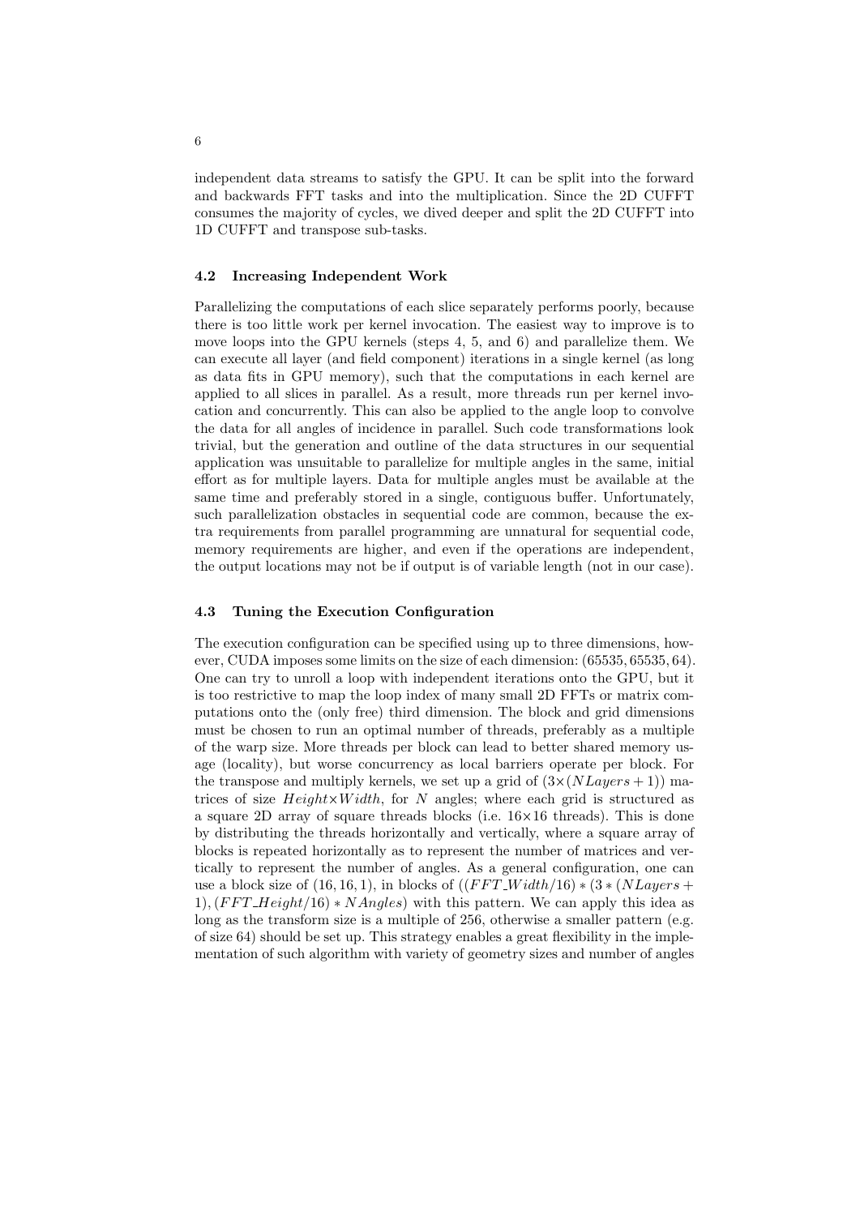independent data streams to satisfy the GPU. It can be split into the forward and backwards FFT tasks and into the multiplication. Since the 2D CUFFT consumes the majority of cycles, we dived deeper and split the 2D CUFFT into 1D CUFFT and transpose sub-tasks.

### 4.2 Increasing Independent Work

Parallelizing the computations of each slice separately performs poorly, because there is too little work per kernel invocation. The easiest way to improve is to move loops into the GPU kernels (steps 4, 5, and 6) and parallelize them. We can execute all layer (and field component) iterations in a single kernel (as long as data fits in GPU memory), such that the computations in each kernel are applied to all slices in parallel. As a result, more threads run per kernel invocation and concurrently. This can also be applied to the angle loop to convolve the data for all angles of incidence in parallel. Such code transformations look trivial, but the generation and outline of the data structures in our sequential application was unsuitable to parallelize for multiple angles in the same, initial effort as for multiple layers. Data for multiple angles must be available at the same time and preferably stored in a single, contiguous buffer. Unfortunately, such parallelization obstacles in sequential code are common, because the extra requirements from parallel programming are unnatural for sequential code, memory requirements are higher, and even if the operations are independent, the output locations may not be if output is of variable length (not in our case).

### 4.3 Tuning the Execution Configuration

The execution configuration can be specified using up to three dimensions, however, CUDA imposes some limits on the size of each dimension: $(65535, 65535, 64)$. One can try to unroll a loop with independent iterations onto the GPU, but it is too restrictive to map the loop index of many small 2D FFTs or matrix computations onto the (only free) third dimension. The block and grid dimensions must be chosen to run an optimal number of threads, preferably as a multiple of the warp size. More threads per block can lead to better shared memory usage (locality), but worse concurrency as local barriers operate per block. For the transpose and multiply kernels, we set up a grid of $(3 \times (NLayers + 1))$ matrices of size $Height \times Width$, for $N$ angles; where each grid is structured as a square 2D array of square threads blocks (i.e. $16 \times 16$ threads). This is done by distributing the threads horizontally and vertically, where a square array of blocks is repeated horizontally as to represent the number of matrices and vertically to represent the number of angles. As a general configuration, one can use a block size of $(16, 16, 1)$, in blocks of $((FFT\_Width/16) * (3 * (NLayers + 1), (FFT\_Height/16) * NAngles)$ with this pattern. We can apply this idea as long as the transform size is a multiple of 256, otherwise a smaller pattern (e.g. of size 64) should be set up. This strategy enables a great flexibility in the implementation of such algorithm with variety of geometry sizes and number of angles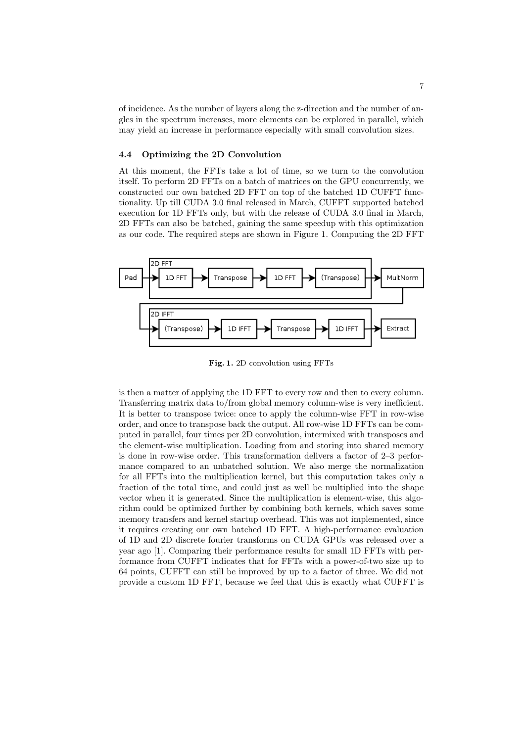of incidence. As the number of layers along the z-direction and the number of angles in the spectrum increases, more elements can be explored in parallel, which may yield an increase in performance especially with small convolution sizes.

### 4.4 Optimizing the 2D Convolution

At this moment, the FFTs take a lot of time, so we turn to the convolution itself. To perform 2D FFTs on a batch of matrices on the GPU concurrently, we constructed our own batched 2D FFT on top of the batched 1D CUFFT functionality. Up till CUDA 3.0 final released in March, CUFFT supported batched execution for 1D FFTs only, but with the release of CUDA 3.0 final in March, 2D FFTs can also be batched, gaining the same speedup with this optimization as our code. The required steps are shown in Figure 1. Computing the 2D FFT

**Fig. 1.** 2D convolution using FFTs

is then a matter of applying the 1D FFT to every row and then to every column. Transferring matrix data to/from global memory column-wise is very inefficient. It is better to transpose twice: once to apply the column-wise FFT in row-wise order, and once to transpose back the output. All row-wise 1D FFTs can be computed in parallel, four times per 2D convolution, intermixed with transposes and the element-wise multiplication. Loading from and storing into shared memory is done in row-wise order. This transformation delivers a factor of 2–3 performance compared to an unbatched solution. We also merge the normalization for all FFTs into the multiplication kernel, but this computation takes only a fraction of the total time, and could just as well be multiplied into the shape vector when it is generated. Since the multiplication is element-wise, this algorithm could be optimized further by combining both kernels, which saves some memory transfers and kernel startup overhead. This was not implemented, since it requires creating our own batched 1D FFT. A high-performance evaluation of 1D and 2D discrete fourier transforms on CUDA GPUs was released over a year ago [1]. Comparing their performance results for small 1D FFTs with performance from CUFFT indicates that for FFTs with a power-of-two size up to 64 points, CUFFT can still be improved by up to a factor of three. We did not provide a custom 1D FFT, because we feel that this is exactly what CUFFT is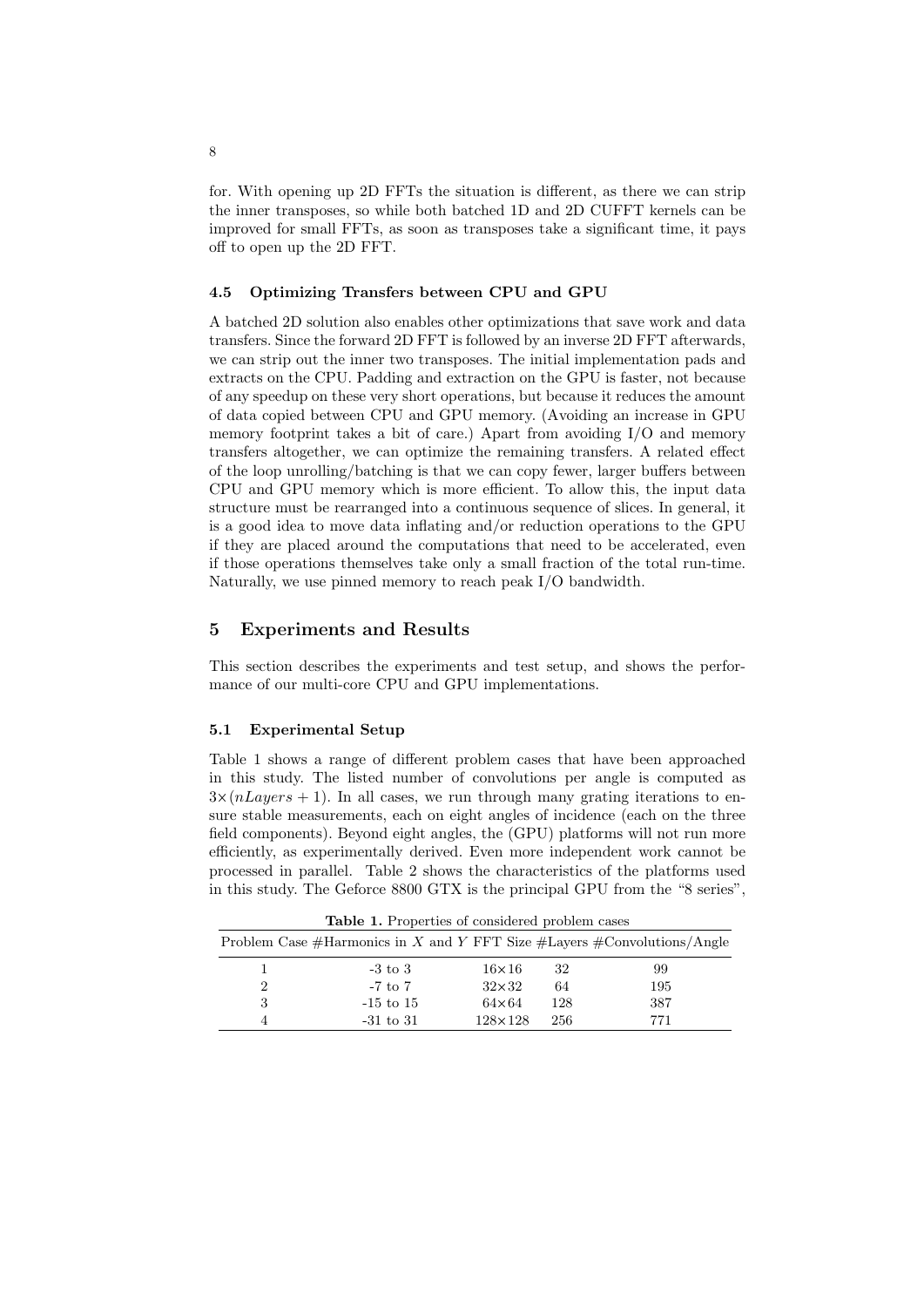for. With opening up 2D FFTs the situation is different, as there we can strip the inner transposes, so while both batched 1D and 2D CUFFT kernels can be improved for small FFTs, as soon as transposes take a significant time, it pays off to open up the 2D FFT.

### 4.5 Optimizing Transfers between CPU and GPU

A batched 2D solution also enables other optimizations that save work and data transfers. Since the forward 2D FFT is followed by an inverse 2D FFT afterwards, we can strip out the inner two transposes. The initial implementation pads and extracts on the CPU. Padding and extraction on the GPU is faster, not because of any speedup on these very short operations, but because it reduces the amount of data copied between CPU and GPU memory. (Avoiding an increase in GPU memory footprint takes a bit of care.) Apart from avoiding I/O and memory transfers altogether, we can optimize the remaining transfers. A related effect of the loop unrolling/batching is that we can copy fewer, larger buffers between CPU and GPU memory which is more efficient. To allow this, the input data structure must be rearranged into a continuous sequence of slices. In general, it is a good idea to move data inflating and/or reduction operations to the GPU if they are placed around the computations that need to be accelerated, even if those operations themselves take only a small fraction of the total run-time. Naturally, we use pinned memory to reach peak I/O bandwidth.

## 5 Experiments and Results

This section describes the experiments and test setup, and shows the performance of our multi-core CPU and GPU implementations.

### 5.1 Experimental Setup

Table 1 shows a range of different problem cases that have been approached in this study. The listed number of convolutions per angle is computed as $3\times(nLayers + 1)$. In all cases, we run through many grating iterations to ensure stable measurements, each on eight angles of incidence (each on the three field components). Beyond eight angles, the (GPU) platforms will not run more efficiently, as experimentally derived. Even more independent work cannot be processed in parallel. Table 2 shows the characteristics of the platforms used in this study. The Geforce 8800 GTX is the principal GPU from the "8 series",

**Table 1.** Properties of considered problem cases

| Problem Case | #Harmonics in $X$ and $Y$ | FFT Size | #Layers | #Convolutions/Angle |
|---|---|---|---|---|
| 1 | -3 to 3 | 16×16 | 32 | 99 |
| 2 | -7 to 7 | 32×32 | 64 | 195 |
| 3 | -15 to 15 | 64×64 | 128 | 387 |
| 4 | -31 to 31 | 128×128 | 256 | 771 |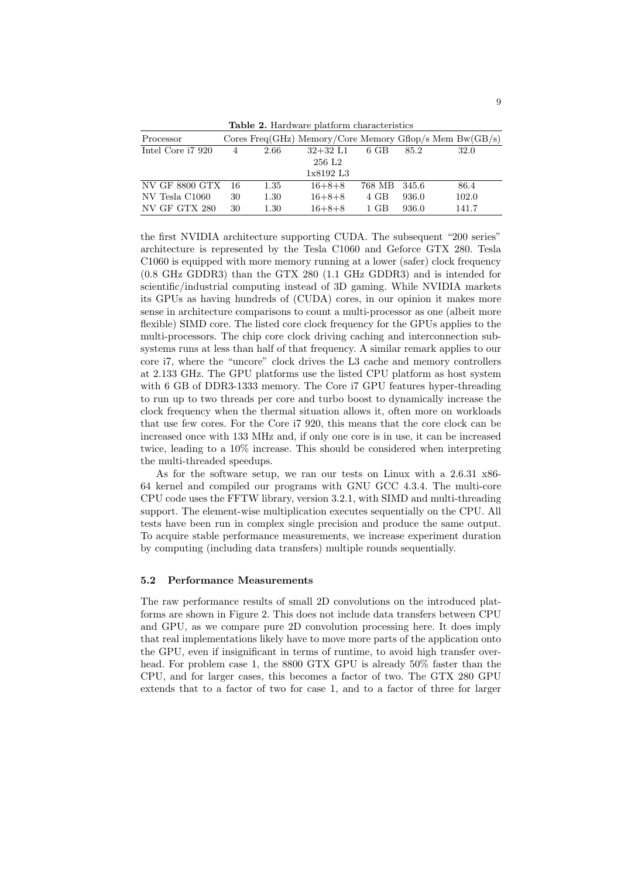**Table 2.** Hardware platform characteristics

| Processor | Cores | Freq(GHz) | Memory/Core | Memory | Gflop/s | Mem Bw(GB/s) |
|---|---|---|---|---|---|---|
| Intel Core i7 920 | 4 | 2.66 | 32+32 L1<br>256 L2<br>1x8192 L3 | 6 GB | 85.2 | 32.0 |
| NV GF 8800 GTX | 16 | 1.35 | 16+8+8 | 768 MB | 345.6 | 86.4 |
| NV Tesla C1060 | 30 | 1.30 | 16+8+8 | 4 GB | 936.0 | 102.0 |
| NV GF GTX 280 | 30 | 1.30 | 16+8+8 | 1 GB | 936.0 | 141.7 |

the first NVIDIA architecture supporting CUDA. The subsequent "200 series" architecture is represented by the Tesla C1060 and Geforce GTX 280. Tesla C1060 is equipped with more memory running at a lower (safer) clock frequency (0.8 GHz GDDR3) than the GTX 280 (1.1 GHz GDDR3) and is intended for scientific/industrial computing instead of 3D gaming. While NVIDIA markets its GPUs as having hundreds of (CUDA) cores, in our opinion it makes more sense in architecture comparisons to count a multi-processor as one (albeit more flexible) SIMD core. The listed core clock frequency for the GPUs applies to the multi-processors. The chip core clock driving caching and interconnection subsystems runs at less than half of that frequency. A similar remark applies to our core i7, where the "uncore" clock drives the L3 cache and memory controllers at 2.133 GHz. The GPU platforms use the listed CPU platform as host system with 6 GB of DDR3-1333 memory. The Core i7 GPU features hyper-threading to run up to two threads per core and turbo boost to dynamically increase the clock frequency when the thermal situation allows it, often more on workloads that use few cores. For the Core i7 920, this means that the core clock can be increased once with 133 MHz and, if only one core is in use, it can be increased twice, leading to a 10% increase. This should be considered when interpreting the multi-threaded speedups.

As for the software setup, we ran our tests on Linux with a 2.6.31 x86-64 kernel and compiled our programs with GNU GCC 4.3.4. The multi-core CPU code uses the FFTW library, version 3.2.1, with SIMD and multi-threading support. The element-wise multiplication executes sequentially on the CPU. All tests have been run in complex single precision and produce the same output. To acquire stable performance measurements, we increase experiment duration by computing (including data transfers) multiple rounds sequentially.

### 5.2 Performance Measurements

The raw performance results of small 2D convolutions on the introduced platforms are shown in Figure 2. This does not include data transfers between CPU and GPU, as we compare pure 2D convolution processing here. It does imply that real implementations likely have to move more parts of the application onto the GPU, even if insignificant in terms of runtime, to avoid high transfer overhead. For problem case 1, the 8800 GTX GPU is already 50% faster than the CPU, and for larger cases, this becomes a factor of two. The GTX 280 GPU extends that to a factor of two for case 1, and to a factor of three for larger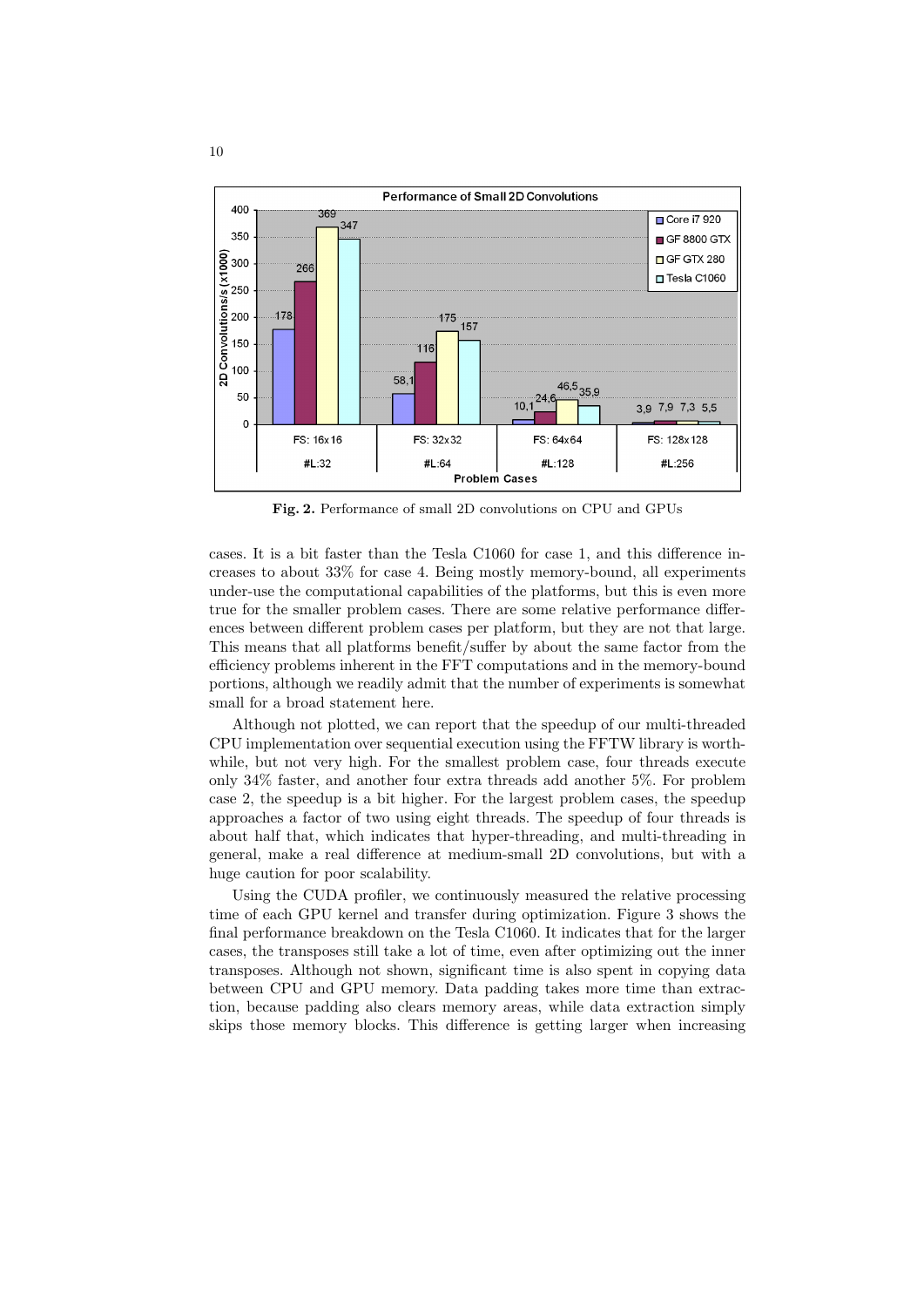Fig. 2. Performance of small 2D convolutions on CPU and GPUs

cases. It is a bit faster than the Tesla C1060 for case 1, and this difference increases to about 33% for case 4. Being mostly memory-bound, all experiments under-use the computational capabilities of the platforms, but this is even more true for the smaller problem cases. There are some relative performance differences between different problem cases per platform, but they are not that large. This means that all platforms benefit/suffer by about the same factor from the efficiency problems inherent in the FFT computations and in the memory-bound portions, although we readily admit that the number of experiments is somewhat small for a broad statement here.

Although not plotted, we can report that the speedup of our multi-threaded CPU implementation over sequential execution using the FFTW library is worthwhile, but not very high. For the smallest problem case, four threads execute only 34% faster, and another four extra threads add another 5%. For problem case 2, the speedup is a bit higher. For the largest problem cases, the speedup approaches a factor of two using eight threads. The speedup of four threads is about half that, which indicates that hyper-threading, and multi-threading in general, make a real difference at medium-small 2D convolutions, but with a huge caution for poor scalability.

Using the CUDA profiler, we continuously measured the relative processing time of each GPU kernel and transfer during optimization. Figure 3 shows the final performance breakdown on the Tesla C1060. It indicates that for the larger cases, the transposes still take a lot of time, even after optimizing out the inner transposes. Although not shown, significant time is also spent in copying data between CPU and GPU memory. Data padding takes more time than extraction, because padding also clears memory areas, while data extraction simply skips those memory blocks. This difference is getting larger when increasing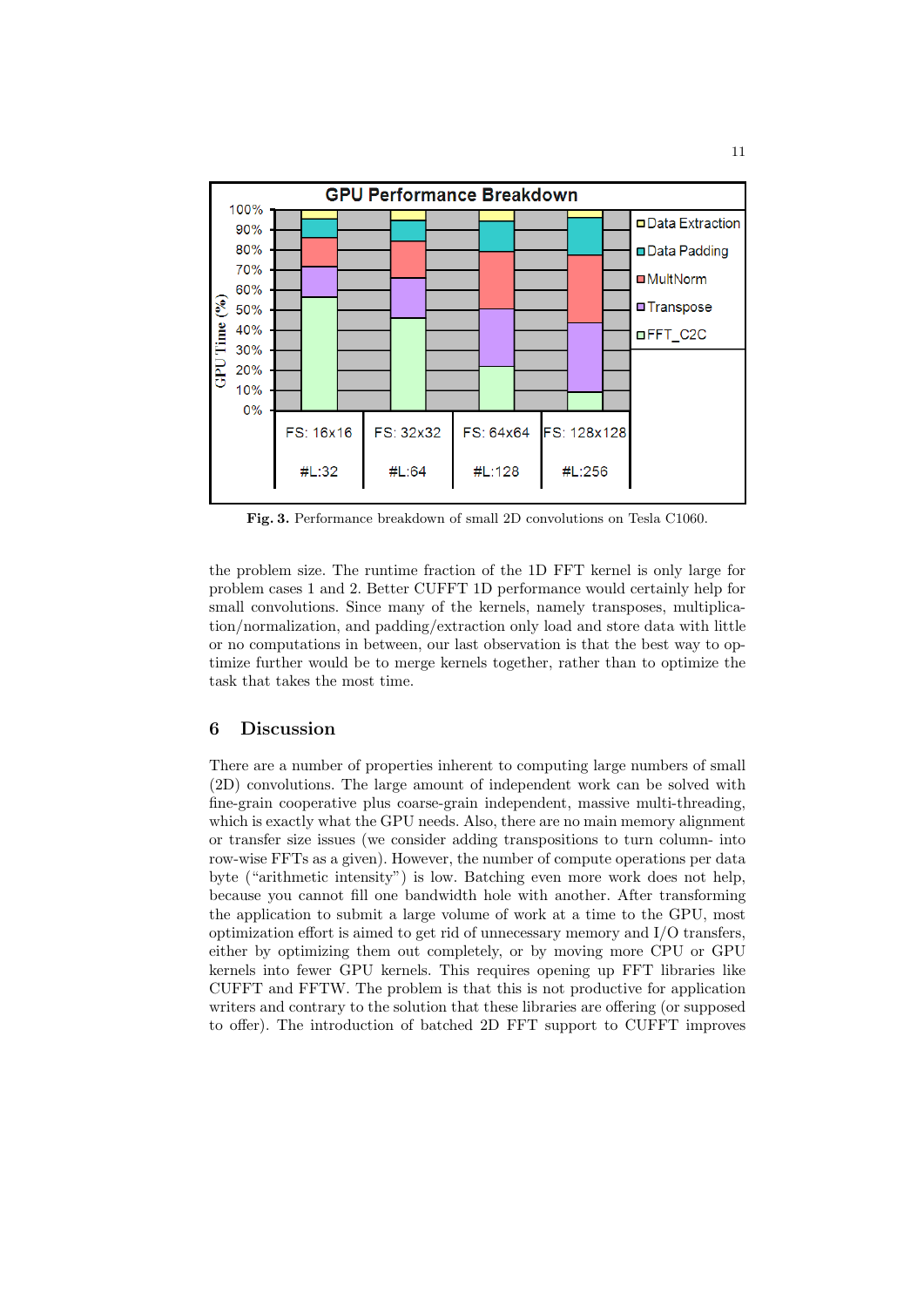**Fig. 3.** Performance breakdown of small 2D convolutions on Tesla C1060.

the problem size. The runtime fraction of the 1D FFT kernel is only large for problem cases 1 and 2. Better CUFFT 1D performance would certainly help for small convolutions. Since many of the kernels, namely transposes, multiplication/normalization, and padding/extraction only load and store data with little or no computations in between, our last observation is that the best way to optimize further would be to merge kernels together, rather than to optimize the task that takes the most time.

## 6 Discussion

There are a number of properties inherent to computing large numbers of small (2D) convolutions. The large amount of independent work can be solved with fine-grain cooperative plus coarse-grain independent, massive multi-threading, which is exactly what the GPU needs. Also, there are no main memory alignment or transfer size issues (we consider adding transpositions to turn column- into row-wise FFTs as a given). However, the number of compute operations per data byte ("arithmetic intensity") is low. Batching even more work does not help, because you cannot fill one bandwidth hole with another. After transforming the application to submit a large volume of work at a time to the GPU, most optimization effort is aimed to get rid of unnecessary memory and I/O transfers, either by optimizing them out completely, or by moving more CPU or GPU kernels into fewer GPU kernels. This requires opening up FFT libraries like CUFFT and FFTW. The problem is that this is not productive for application writers and contrary to the solution that these libraries are offering (or supposed to offer). The introduction of batched 2D FFT support to CUFFT improves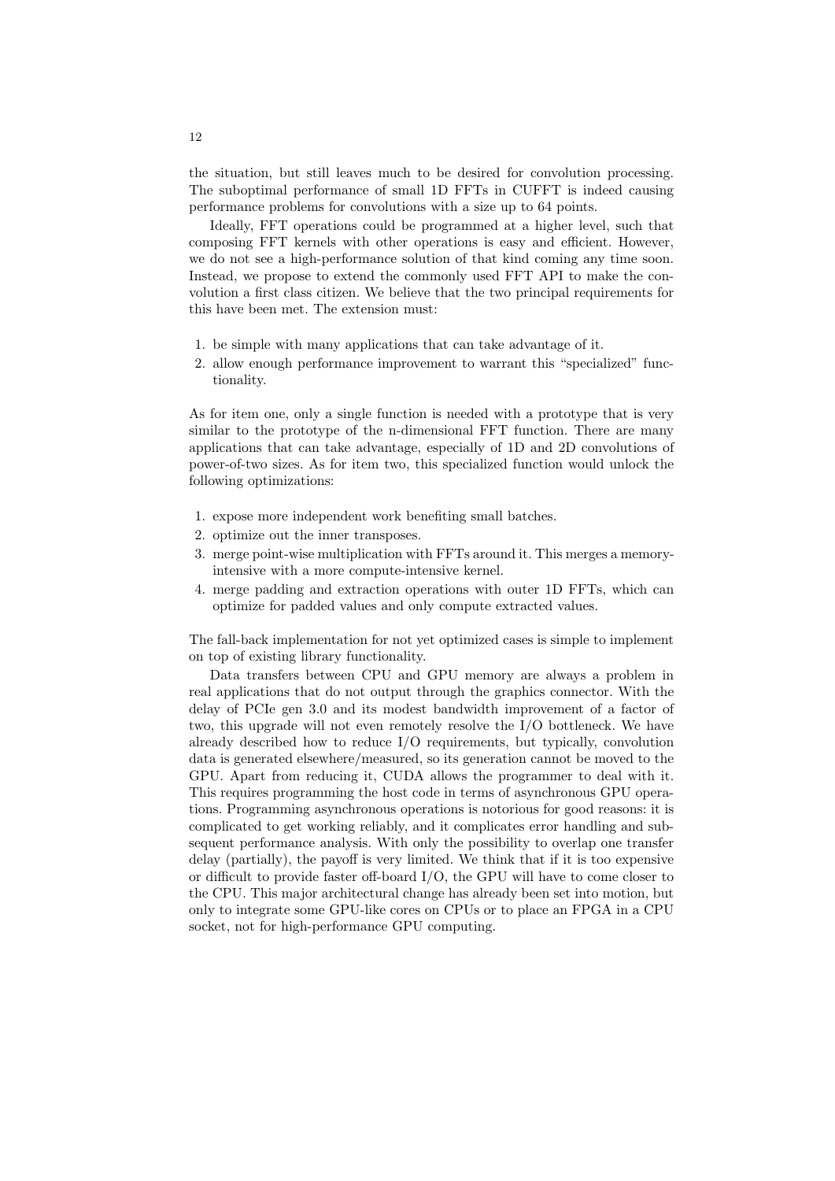the situation, but still leaves much to be desired for convolution processing. The suboptimal performance of small 1D FFTs in CUFFT is indeed causing performance problems for convolutions with a size up to 64 points.

Ideally, FFT operations could be programmed at a higher level, such that composing FFT kernels with other operations is easy and efficient. However, we do not see a high-performance solution of that kind coming any time soon. Instead, we propose to extend the commonly used FFT API to make the convolution a first class citizen. We believe that the two principal requirements for this have been met. The extension must:

1. be simple with many applications that can take advantage of it.
2. allow enough performance improvement to warrant this "specialized" functionality.

As for item one, only a single function is needed with a prototype that is very similar to the prototype of the n-dimensional FFT function. There are many applications that can take advantage, especially of 1D and 2D convolutions of power-of-two sizes. As for item two, this specialized function would unlock the following optimizations:

1. expose more independent work benefiting small batches.
2. optimize out the inner transposes.
3. merge point-wise multiplication with FFTs around it. This merges a memory-intensive with a more compute-intensive kernel.
4. merge padding and extraction operations with outer 1D FFTs, which can optimize for padded values and only compute extracted values.

The fall-back implementation for not yet optimized cases is simple to implement on top of existing library functionality.

Data transfers between CPU and GPU memory are always a problem in real applications that do not output through the graphics connector. With the delay of PCIe gen 3.0 and its modest bandwidth improvement of a factor of two, this upgrade will not even remotely resolve the I/O bottleneck. We have already described how to reduce I/O requirements, but typically, convolution data is generated elsewhere/measured, so its generation cannot be moved to the GPU. Apart from reducing it, CUDA allows the programmer to deal with it. This requires programming the host code in terms of asynchronous GPU operations. Programming asynchronous operations is notorious for good reasons: it is complicated to get working reliably, and it complicates error handling and subsequent performance analysis. With only the possibility to overlap one transfer delay (partially), the payoff is very limited. We think that if it is too expensive or difficult to provide faster off-board I/O, the GPU will have to come closer to the CPU. This major architectural change has already been set into motion, but only to integrate some GPU-like cores on CPUs or to place an FPGA in a CPU socket, not for high-performance GPU computing.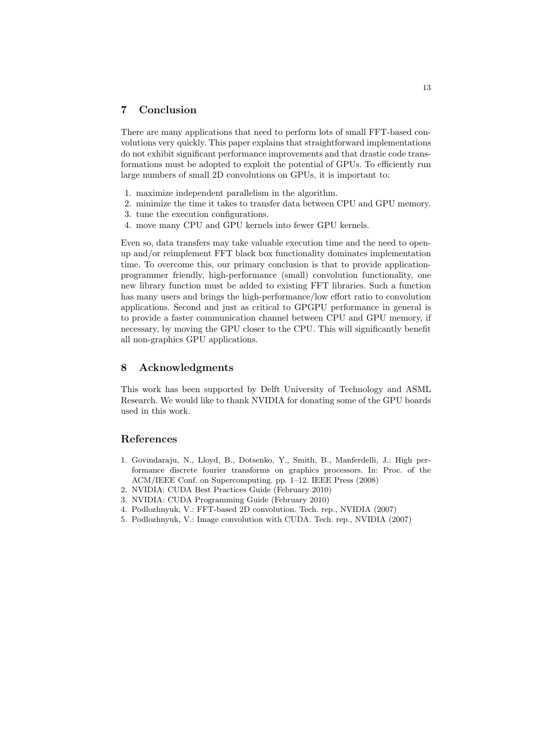## 7 Conclusion

There are many applications that need to perform lots of small FFT-based convolutions very quickly. This paper explains that straightforward implementations do not exhibit significant performance improvements and that drastic code transformations must be adopted to exploit the potential of GPUs. To efficiently run large numbers of small 2D convolutions on GPUs, it is important to:

1. maximize independent parallelism in the algorithm.
2. minimize the time it takes to transfer data between CPU and GPU memory.
3. tune the execution configurations.
4. move many CPU and GPU kernels into fewer GPU kernels.

Even so, data transfers may take valuable execution time and the need to open-up and/or reimplement FFT black box functionality dominates implementation time. To overcome this, our primary conclusion is that to provide application-programmer friendly, high-performance (small) convolution functionality, one new library function must be added to existing FFT libraries. Such a function has many users and brings the high-performance/low effort ratio to convolution applications. Second and just as critical to GPGPU performance in general is to provide a faster communication channel between CPU and GPU memory, if necessary, by moving the GPU closer to the CPU. This will significantly benefit all non-graphics GPU applications.

## 8 Acknowledgments

This work has been supported by Delft University of Technology and ASML Research. We would like to thank NVIDIA for donating some of the GPU boards used in this work.

## References

1. Govindaraju, N., Lloyd, B., Dotsenko, Y., Smith, B., Manferdelli, J.: High performance discrete fourier transforms on graphics processors. In: Proc. of the ACM/IEEE Conf. on Supercomputing. pp. 1–12. IEEE Press (2008)
2. NVIDIA: CUDA Best Practices Guide (February 2010)
3. NVIDIA: CUDA Programming Guide (February 2010)
4. Podlozhnyuk, V.: FFT-based 2D convolution. Tech. rep., NVIDIA (2007)
5. Podlozhnyuk, V.: Image convolution with CUDA. Tech. rep., NVIDIA (2007)